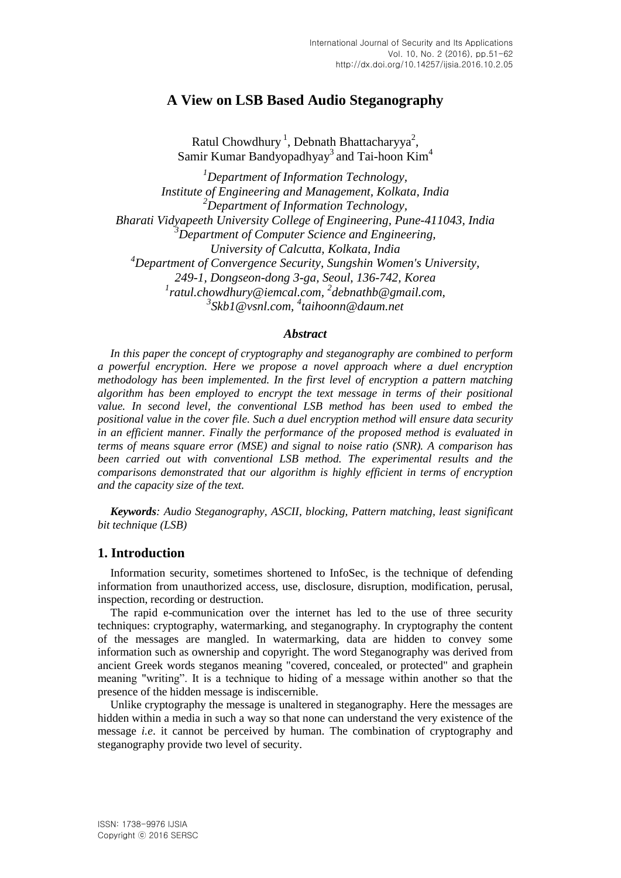# A View on LSB Based Audio Steganography

Ratul Chowdhury [1], Debnath Bhattacharyya[2], Samir Kumar Bandyopadhyay[3] and Tai-hoon Kim[4]

*[1]Department of Information Technology, Institute of Engineering and Management, Kolkata, India*
*[2]Department of Information Technology, Bharati Vidyapeeth University College of Engineering, Pune-411043, India*
*[3]Department of Computer Science and Engineering, University of Calcutta, Kolkata, India*
*[4]Department of Convergence Security, Sungshin Women's University, 249-1, Dongseon-dong 3-ga, Seoul, 136-742, Korea*
*[1]ratul.chowdhury@iemcal.com, [2]debnathb@gmail.com, [3]Skb1@vsnl.com, [4]taihoonn@daum.net*

### *Abstract*

*In this paper the concept of cryptography and steganography are combined to perform a powerful encryption. Here we propose a novel approach where a duel encryption methodology has been implemented. In the first level of encryption a pattern matching algorithm has been employed to encrypt the text message in terms of their positional value. In second level, the conventional LSB method has been used to embed the positional value in the cover file. Such a duel encryption method will ensure data security in an efficient manner. Finally the performance of the proposed method is evaluated in terms of means square error (MSE) and signal to noise ratio (SNR). A comparison has been carried out with conventional LSB method. The experimental results and the comparisons demonstrated that our algorithm is highly efficient in terms of encryption and the capacity size of the text.*

***Keywords**: Audio Steganography, ASCII, blocking, Pattern matching, least significant bit technique (LSB)*

## 1. Introduction

Information security, sometimes shortened to InfoSec, is the technique of defending information from unauthorized access, use, disclosure, disruption, modification, perusal, inspection, recording or destruction.

The rapid e-communication over the internet has led to the use of three security techniques: cryptography, watermarking, and steganography. In cryptography the content of the messages are mangled. In watermarking, data are hidden to convey some information such as ownership and copyright. The word Steganography was derived from ancient Greek words steganos meaning "covered, concealed, or protected" and graphein meaning "writing". It is a technique to hiding of a message within another so that the presence of the hidden message is indiscernible.

Unlike cryptography the message is unaltered in steganography. Here the messages are hidden within a media in such a way so that none can understand the very existence of the message *i.e*. it cannot be perceived by human. The combination of cryptography and steganography provide two level of security.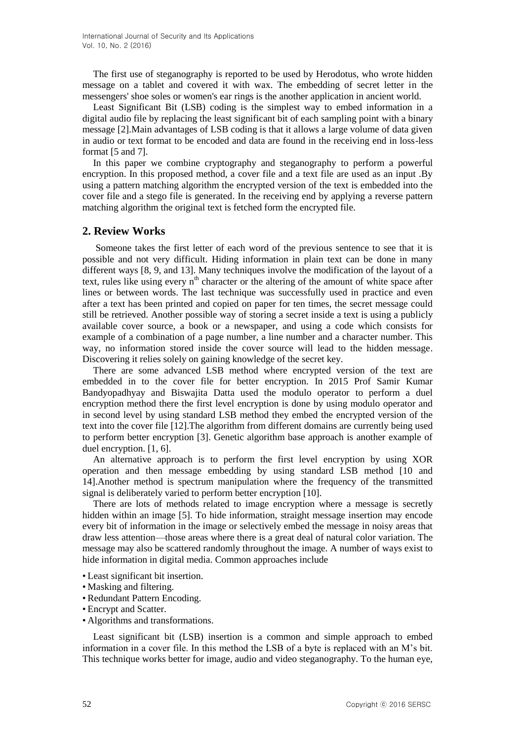The first use of steganography is reported to be used by Herodotus, who wrote hidden message on a tablet and covered it with wax. The embedding of secret letter in the messengers' shoe soles or women's ear rings is the another application in ancient world.

Least Significant Bit (LSB) coding is the simplest way to embed information in a digital audio file by replacing the least significant bit of each sampling point with a binary message [2].Main advantages of LSB coding is that it allows a large volume of data given in audio or text format to be encoded and data are found in the receiving end in loss-less format [5 and 7].

In this paper we combine cryptography and steganography to perform a powerful encryption. In this proposed method, a cover file and a text file are used as an input .By using a pattern matching algorithm the encrypted version of the text is embedded into the cover file and a stego file is generated. In the receiving end by applying a reverse pattern matching algorithm the original text is fetched form the encrypted file.

## 2. Review Works

Someone takes the first letter of each word of the previous sentence to see that it is possible and not very difficult. Hiding information in plain text can be done in many different ways [8, 9, and 13]. Many techniques involve the modification of the layout of a text, rules like using every $n^{th}$ character or the altering of the amount of white space after lines or between words. The last technique was successfully used in practice and even after a text has been printed and copied on paper for ten times, the secret message could still be retrieved. Another possible way of storing a secret inside a text is using a publicly available cover source, a book or a newspaper, and using a code which consists for example of a combination of a page number, a line number and a character number. This way, no information stored inside the cover source will lead to the hidden message. Discovering it relies solely on gaining knowledge of the secret key.

There are some advanced LSB method where encrypted version of the text are embedded in to the cover file for better encryption. In 2015 Prof Samir Kumar Bandyopadhyay and Biswajita Datta used the modulo operator to perform a duel encryption method there the first level encryption is done by using modulo operator and in second level by using standard LSB method they embed the encrypted version of the text into the cover file [12].The algorithm from different domains are currently being used to perform better encryption [3]. Genetic algorithm base approach is another example of duel encryption. [1, 6].

An alternative approach is to perform the first level encryption by using XOR operation and then message embedding by using standard LSB method [10 and 14].Another method is spectrum manipulation where the frequency of the transmitted signal is deliberately varied to perform better encryption [10].

There are lots of methods related to image encryption where a message is secretly hidden within an image [5]. To hide information, straight message insertion may encode every bit of information in the image or selectively embed the message in noisy areas that draw less attention—those areas where there is a great deal of natural color variation. The message may also be scattered randomly throughout the image. A number of ways exist to hide information in digital media. Common approaches include

- Least significant bit insertion.
- Masking and filtering.
- Redundant Pattern Encoding.
- Encrypt and Scatter.
- Algorithms and transformations.

Least significant bit (LSB) insertion is a common and simple approach to embed information in a cover file. In this method the LSB of a byte is replaced with an M's bit. This technique works better for image, audio and video steganography. To the human eye,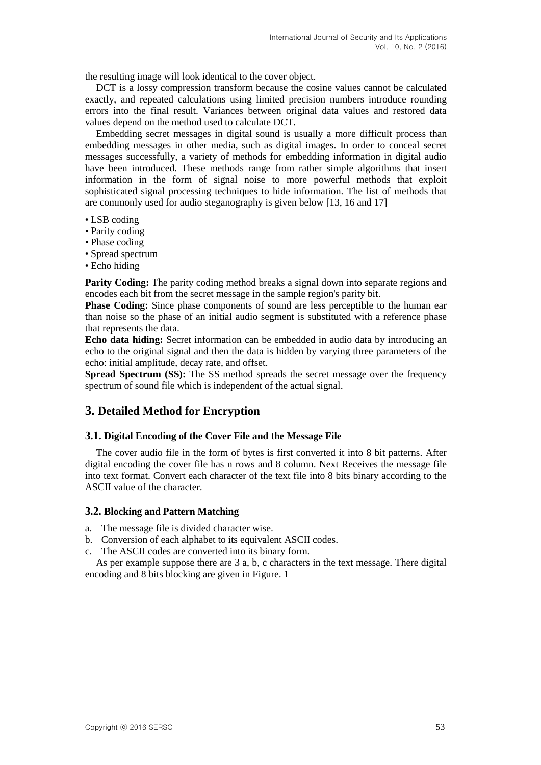the resulting image will look identical to the cover object.

DCT is a lossy compression transform because the cosine values cannot be calculated exactly, and repeated calculations using limited precision numbers introduce rounding errors into the final result. Variances between original data values and restored data values depend on the method used to calculate DCT.

Embedding secret messages in digital sound is usually a more difficult process than embedding messages in other media, such as digital images. In order to conceal secret messages successfully, a variety of methods for embedding information in digital audio have been introduced. These methods range from rather simple algorithms that insert information in the form of signal noise to more powerful methods that exploit sophisticated signal processing techniques to hide information. The list of methods that are commonly used for audio steganography is given below [13, 16 and 17]

- LSB coding
- Parity coding
- Phase coding
- Spread spectrum
- Echo hiding

**Parity Coding:** The parity coding method breaks a signal down into separate regions and encodes each bit from the secret message in the sample region's parity bit.

**Phase Coding:** Since phase components of sound are less perceptible to the human ear than noise so the phase of an initial audio segment is substituted with a reference phase that represents the data.

**Echo data hiding:** Secret information can be embedded in audio data by introducing an echo to the original signal and then the data is hidden by varying three parameters of the echo: initial amplitude, decay rate, and offset.

**Spread Spectrum (SS):** The SS method spreads the secret message over the frequency spectrum of sound file which is independent of the actual signal.

## 3. Detailed Method for Encryption

### 3.1. Digital Encoding of the Cover File and the Message File

The cover audio file in the form of bytes is first converted it into 8 bit patterns. After digital encoding the cover file has n rows and 8 column. Next Receives the message file into text format. Convert each character of the text file into 8 bits binary according to the ASCII value of the character.

### 3.2. Blocking and Pattern Matching

a. The message file is divided character wise.
b. Conversion of each alphabet to its equivalent ASCII codes.
c. The ASCII codes are converted into its binary form.

As per example suppose there are 3 a, b, c characters in the text message. There digital encoding and 8 bits blocking are given in Figure. 1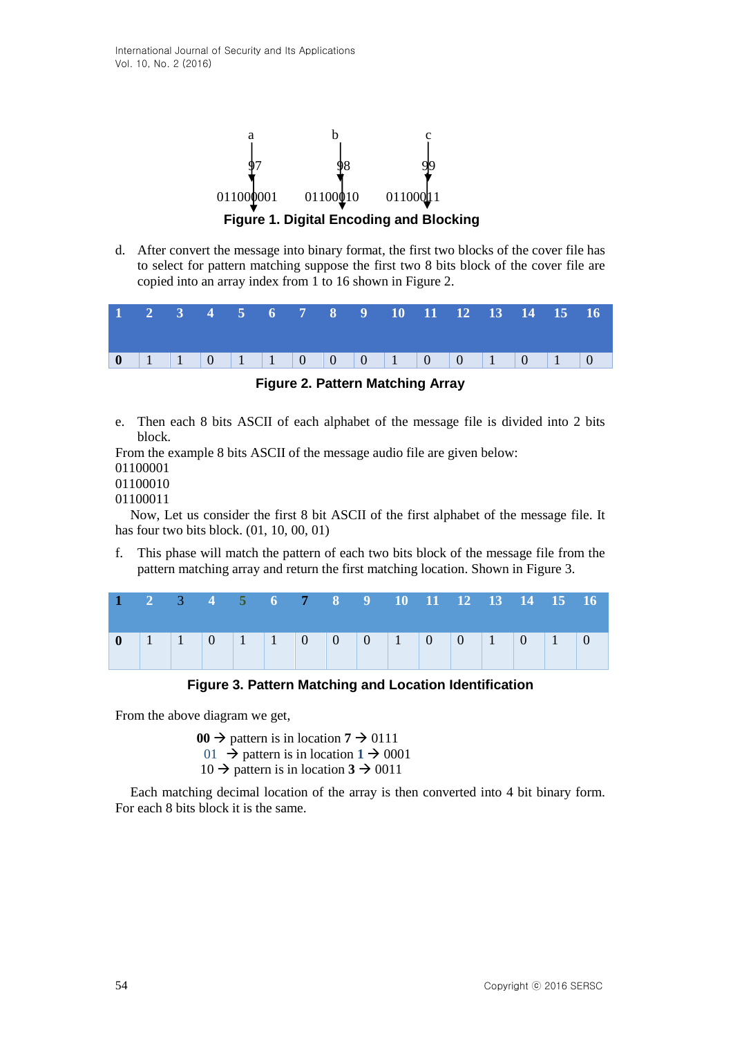| a | b | c |
|---|---|---|
| 97 | 98 | 99 |
| 01100001 | 01100010 | 01100011 |

**Figure 1. Digital Encoding and Blocking**

d. After convert the message into binary format, the first two blocks of the cover file has to select for pattern matching suppose the first two 8 bits block of the cover file are copied into an array index from 1 to 16 shown in Figure 2.

| 1 | 2 | 3 | 4 | 5 | 6 | 7 | 8 | 9 | 10 | 11 | 12 | 13 | 14 | 15 | 16 |
|---|---|---|---|---|---|---|---|---|---|---|---|---|---|---|---|
| **0** | 1 | 1 | 0 | 1 | 1 | 0 | 0 | 0 | 1 | 0 | 0 | 1 | 0 | 1 | 0 |

**Figure 2. Pattern Matching Array**

e. Then each 8 bits ASCII of each alphabet of the message file is divided into 2 bits block.

From the example 8 bits ASCII of the message audio file are given below:
01100001
01100010
01100011

Now, Let us consider the first 8 bit ASCII of the first alphabet of the message file. It has four two bits block. (01, 10, 00, 01)

f. This phase will match the pattern of each two bits block of the message file from the pattern matching array and return the first matching location. Shown in Figure 3.

| 1 | 2 | 3 | 4 | 5 | 6 | 7 | 8 | 9 | 10 | 11 | 12 | 13 | 14 | 15 | 16 |
|---|---|---|---|---|---|---|---|---|---|---|---|---|---|---|---|
| **0** | 1 | 1 | 0 | 1 | 1 | 0 | 0 | 0 | 1 | 0 | 0 | 1 | 0 | 1 | 0 |

**Figure 3. Pattern Matching and Location Identification**

From the above diagram we get,

**00** → pattern is in location **7** → 0111
01 → pattern is in location **1** → 0001
10 → pattern is in location **3** → 0011

Each matching decimal location of the array is then converted into 4 bit binary form. For each 8 bits block it is the same.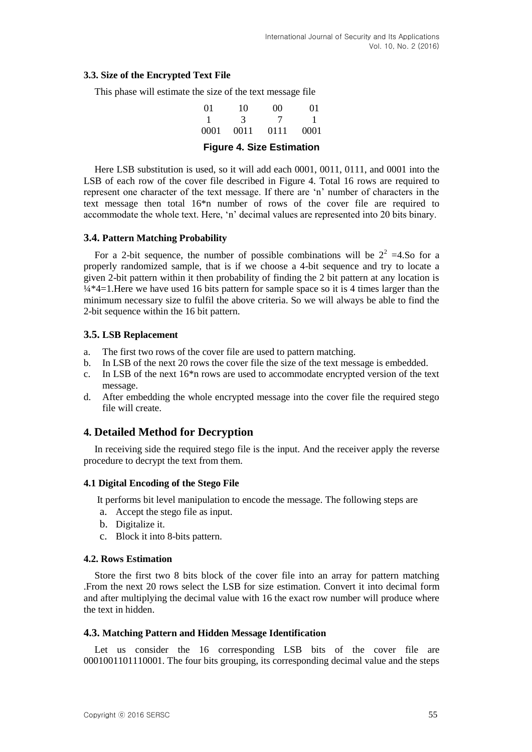### 3.3. Size of the Encrypted Text File

This phase will estimate the size of the text message file

| 01 | 10 | 00 | 01 |
|---|---|---|---|
| 1 | 3 | 7 | 1 |
| 0001 | 0011 | 0111 | 0001 |

**Figure 4. Size Estimation**

Here LSB substitution is used, so it will add each 0001, 0011, 0111, and 0001 into the LSB of each row of the cover file described in Figure 4. Total 16 rows are required to represent one character of the text message. If there are 'n' number of characters in the text message then total 16*n number of rows of the cover file are required to accommodate the whole text. Here, 'n' decimal values are represented into 20 bits binary.

### 3.4. Pattern Matching Probability

For a 2-bit sequence, the number of possible combinations will be $2^2 = 4$.So for a properly randomized sample, that is if we choose a 4-bit sequence and try to locate a given 2-bit pattern within it then probability of finding the 2 bit pattern at any location is $\frac{1}{4} * 4 = 1$.Here we have used 16 bits pattern for sample space so it is 4 times larger than the minimum necessary size to fulfil the above criteria. So we will always be able to find the 2-bit sequence within the 16 bit pattern.

### 3.5. LSB Replacement

a. The first two rows of the cover file are used to pattern matching.
b. In LSB of the next 20 rows the cover file the size of the text message is embedded.
c. In LSB of the next 16*n rows are used to accommodate encrypted version of the text message.
d. After embedding the whole encrypted message into the cover file the required stego file will create.

## 4. Detailed Method for Decryption

In receiving side the required stego file is the input. And the receiver apply the reverse procedure to decrypt the text from them.

### 4.1 Digital Encoding of the Stego File

It performs bit level manipulation to encode the message. The following steps are

a. Accept the stego file as input.
b. Digitalize it.
c. Block it into 8-bits pattern.

### 4.2. Rows Estimation

Store the first two 8 bits block of the cover file into an array for pattern matching .From the next 20 rows select the LSB for size estimation. Convert it into decimal form and after multiplying the decimal value with 16 the exact row number will produce where the text in hidden.

### 4.3. Matching Pattern and Hidden Message Identification

Let us consider the 16 corresponding LSB bits of the cover file are 0001001101110001. The four bits grouping, its corresponding decimal value and the steps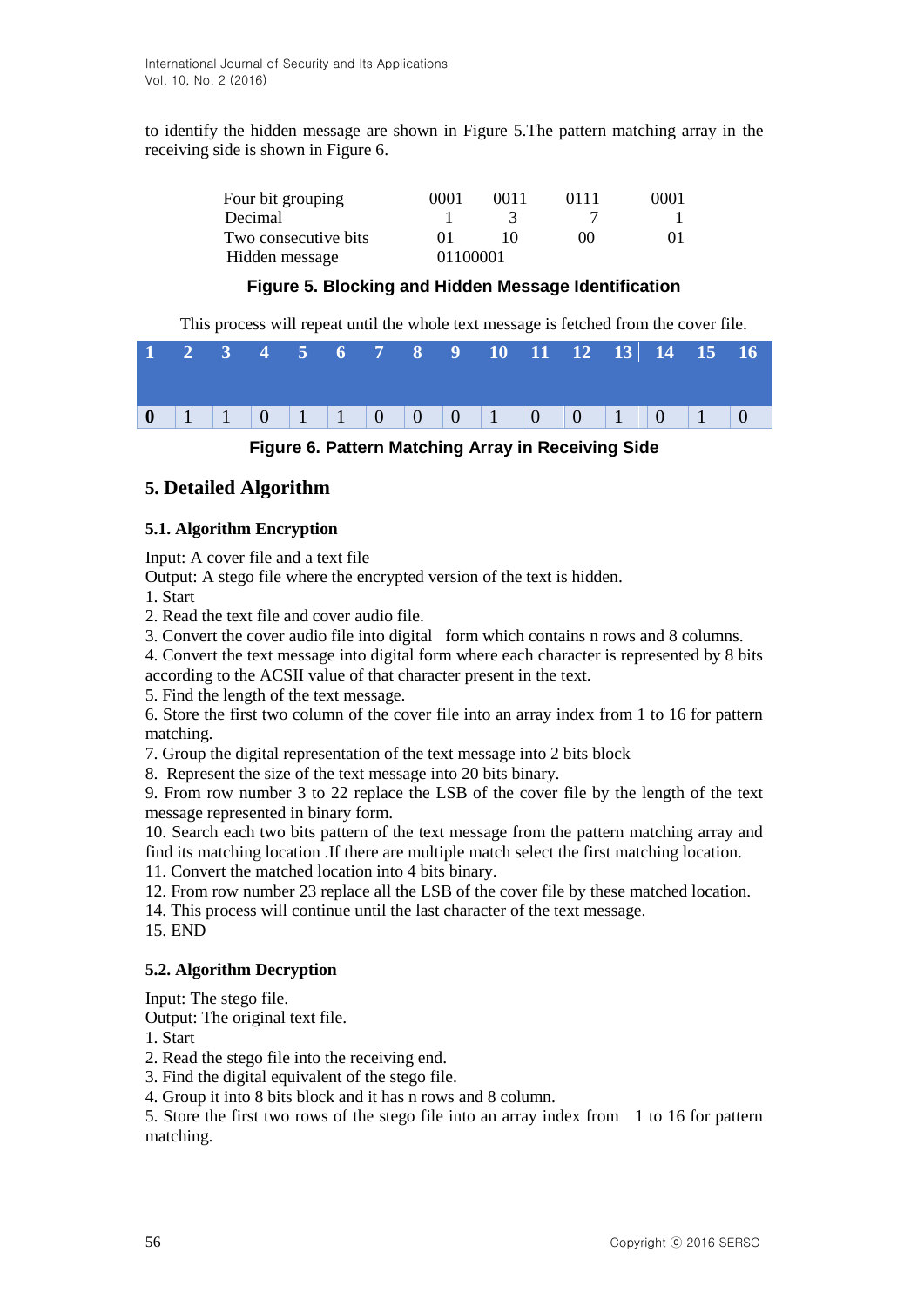to identify the hidden message are shown in Figure 5.The pattern matching array in the receiving side is shown in Figure 6.

| | | | | |
|---|---|---|---|---|
| Four bit grouping | 0001 | 0011 | 0111 | 0001 |
| Decimal | 1 | 3 | 7 | 1 |
| Two consecutive bits | 01 | 10 | 00 | 01 |
| Hidden message | 01100001 | | | |

**Figure 5. Blocking and Hidden Message Identification**

This process will repeat until the whole text message is fetched from the cover file.

| 1 | 2 | 3 | 4 | 5 | 6 | 7 | 8 | 9 | 10 | 11 | 12 | 13 | 14 | 15 | 16 |
|---|---|---|---|---|---|---|---|---|---|---|---|---|---|---|---|
| 0 | 1 | 1 | 0 | 1 | 1 | 0 | 0 | 0 | 1 | 0 | 0 | 1 | 0 | 1 | 0 |

**Figure 6. Pattern Matching Array in Receiving Side**

## 5. Detailed Algorithm

### 5.1. Algorithm Encryption

Input: A cover file and a text file
Output: A stego file where the encrypted version of the text is hidden.
1. Start
2. Read the text file and cover audio file.
3. Convert the cover audio file into digital form which contains n rows and 8 columns.
4. Convert the text message into digital form where each character is represented by 8 bits according to the ACSII value of that character present in the text.
5. Find the length of the text message.
6. Store the first two column of the cover file into an array index from 1 to 16 for pattern matching.
7. Group the digital representation of the text message into 2 bits block
8. Represent the size of the text message into 20 bits binary.
9. From row number 3 to 22 replace the LSB of the cover file by the length of the text message represented in binary form.
10. Search each two bits pattern of the text message from the pattern matching array and find its matching location .If there are multiple match select the first matching location.
11. Convert the matched location into 4 bits binary.
12. From row number 23 replace all the LSB of the cover file by these matched location.
14. This process will continue until the last character of the text message.
15. END

### 5.2. Algorithm Decryption

Input: The stego file.
Output: The original text file.
1. Start
2. Read the stego file into the receiving end.
3. Find the digital equivalent of the stego file.
4. Group it into 8 bits block and it has n rows and 8 column.
5. Store the first two rows of the stego file into an array index from 1 to 16 for pattern matching.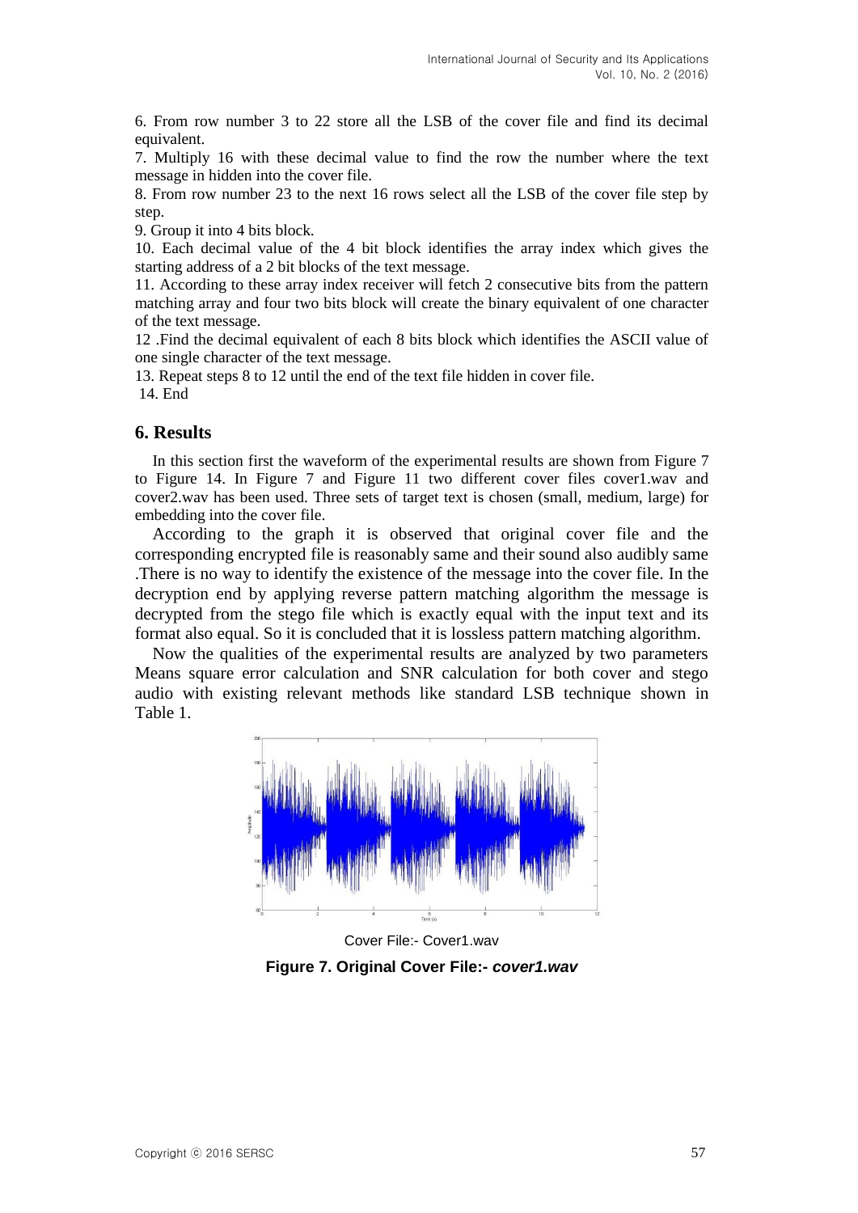6. From row number 3 to 22 store all the LSB of the cover file and find its decimal equivalent.
7. Multiply 16 with these decimal value to find the row the number where the text message in hidden into the cover file.
8. From row number 23 to the next 16 rows select all the LSB of the cover file step by step.
9. Group it into 4 bits block.
10. Each decimal value of the 4 bit block identifies the array index which gives the starting address of a 2 bit blocks of the text message.
11. According to these array index receiver will fetch 2 consecutive bits from the pattern matching array and four two bits block will create the binary equivalent of one character of the text message.
12 .Find the decimal equivalent of each 8 bits block which identifies the ASCII value of one single character of the text message.
13. Repeat steps 8 to 12 until the end of the text file hidden in cover file.
14. End

## 6. Results

In this section first the waveform of the experimental results are shown from Figure 7 to Figure 14. In Figure 7 and Figure 11 two different cover files cover1.wav and cover2.wav has been used. Three sets of target text is chosen (small, medium, large) for embedding into the cover file.

According to the graph it is observed that original cover file and the corresponding encrypted file is reasonably same and their sound also audibly same .There is no way to identify the existence of the message into the cover file. In the decryption end by applying reverse pattern matching algorithm the message is decrypted from the stego file which is exactly equal with the input text and its format also equal. So it is concluded that it is lossless pattern matching algorithm.

Now the qualities of the experimental results are analyzed by two parameters Means square error calculation and SNR calculation for both cover and stego audio with existing relevant methods like standard LSB technique shown in Table 1.

Cover File:- Cover1.wav

**Figure 7. Original Cover File:- *cover1.wav***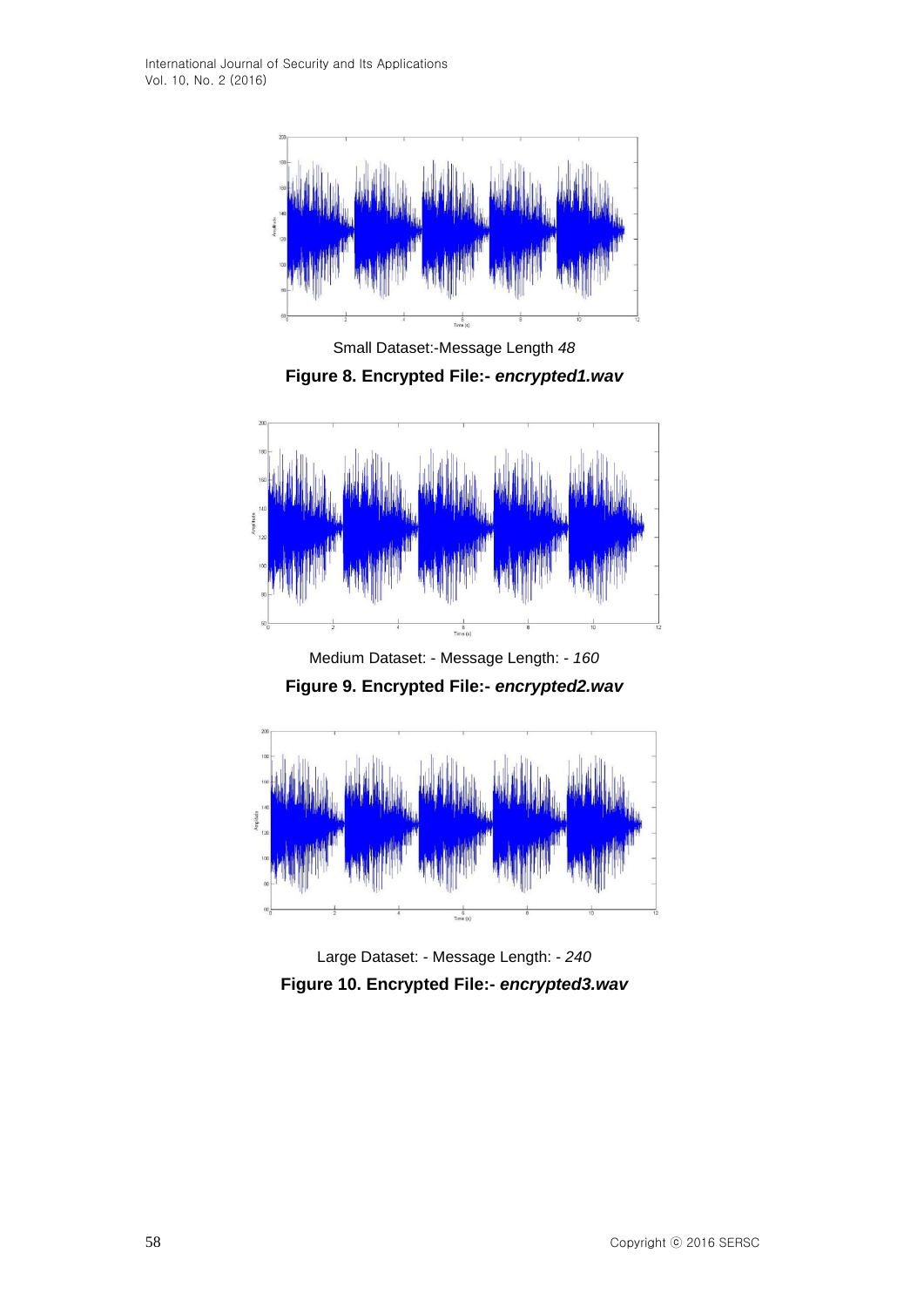Small Dataset:-Message Length *48*

**Figure 8. Encrypted File:- *encrypted1.wav***

Medium Dataset: - Message Length: - *160*

**Figure 9. Encrypted File:- *encrypted2.wav***

Large Dataset: - Message Length: - *240*

**Figure 10. Encrypted File:- *encrypted3.wav***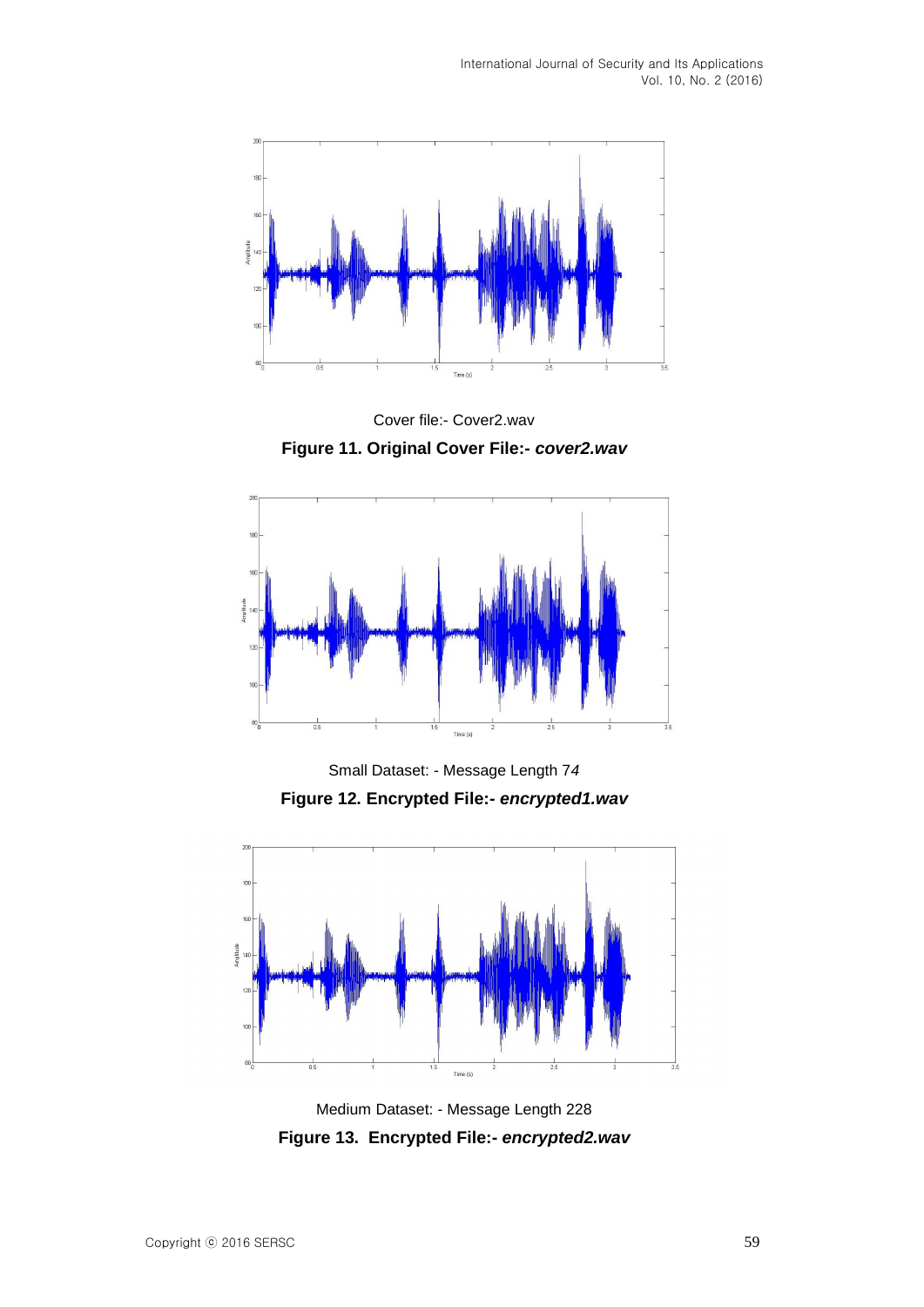Cover file:- Cover2.wav

**Figure 11. Original Cover File:- *cover2.wav***

Small Dataset: - Message Length 7*4*

**Figure 12. Encrypted File:- *encrypted1.wav***

Medium Dataset: - Message Length 228

**Figure 13. Encrypted File:- *encrypted2.wav***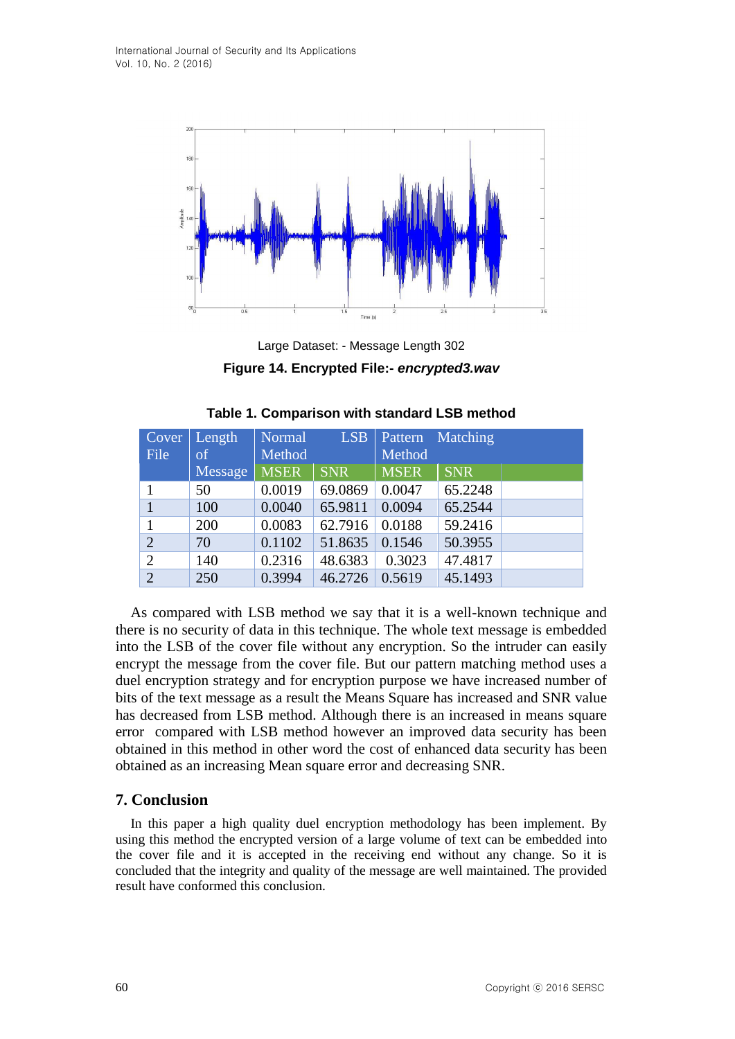Large Dataset: - Message Length 302

**Figure 14. Encrypted File:- *encrypted3.wav***

**Table 1. Comparison with standard LSB method**

| Cover File | Length of Message | Normal LSB Method | | Pattern Matching Method | | |
|---|---|---|---|---|---|---|
| | | MSER | SNR | MSER | SNR | |
| 1 | 50 | 0.0019 | 69.0869 | 0.0047 | 65.2248 | |
| 1 | 100 | 0.0040 | 65.9811 | 0.0094 | 65.2544 | |
| 1 | 200 | 0.0083 | 62.7916 | 0.0188 | 59.2416 | |
| 2 | 70 | 0.1102 | 51.8635 | 0.1546 | 50.3955 | |
| 2 | 140 | 0.2316 | 48.6383 | 0.3023 | 47.4817 | |
| 2 | 250 | 0.3994 | 46.2726 | 0.5619 | 45.1493 | |

As compared with LSB method we say that it is a well-known technique and there is no security of data in this technique. The whole text message is embedded into the LSB of the cover file without any encryption. So the intruder can easily encrypt the message from the cover file. But our pattern matching method uses a duel encryption strategy and for encryption purpose we have increased number of bits of the text message as a result the Means Square has increased and SNR value has decreased from LSB method. Although there is an increased in means square error compared with LSB method however an improved data security has been obtained in this method in other word the cost of enhanced data security has been obtained as an increasing Mean square error and decreasing SNR.

## 7. Conclusion

In this paper a high quality duel encryption methodology has been implement. By using this method the encrypted version of a large volume of text can be embedded into the cover file and it is accepted in the receiving end without any change. So it is concluded that the integrity and quality of the message are well maintained. The provided result have conformed this conclusion.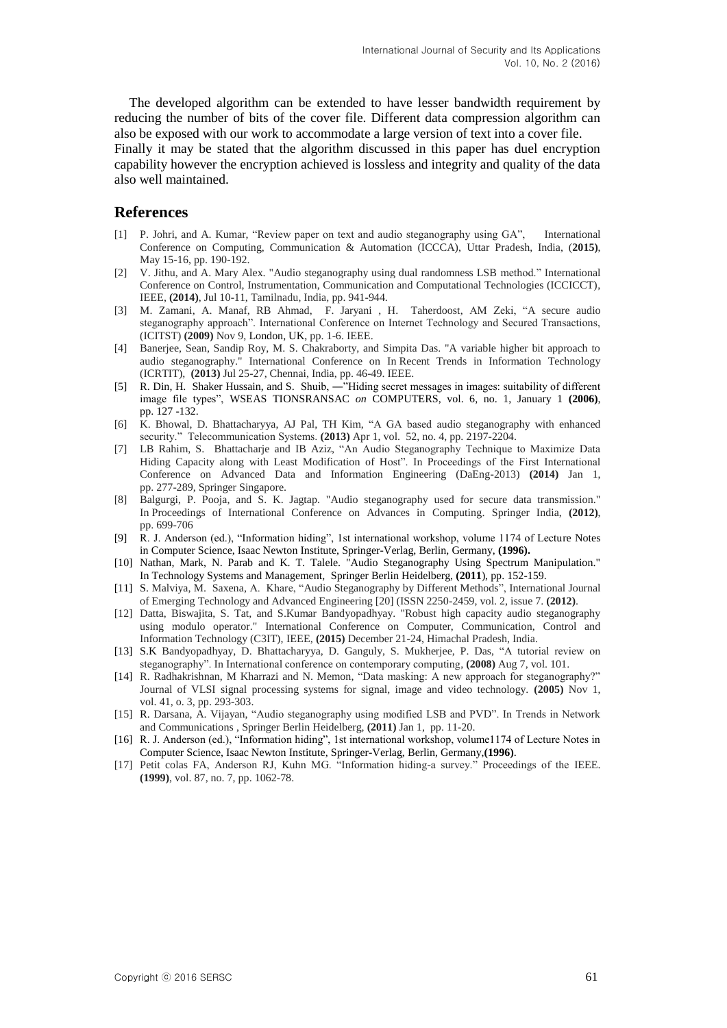The developed algorithm can be extended to have lesser bandwidth requirement by reducing the number of bits of the cover file. Different data compression algorithm can also be exposed with our work to accommodate a large version of text into a cover file. Finally it may be stated that the algorithm discussed in this paper has duel encryption capability however the encryption achieved is lossless and integrity and quality of the data also well maintained.

## References

[1] P. Johri, and A. Kumar, "Review paper on text and audio steganography using GA", International Conference on Computing, Communication & Automation (ICCCA), Uttar Pradesh, India, (**2015)**, May 15-16, pp. 190-192.

[2] V. Jithu, and A. Mary Alex. "Audio steganography using dual randomness LSB method." International Conference on Control, Instrumentation, Communication and Computational Technologies (ICCICCT), IEEE, **(2014)**, Jul 10-11, Tamilnadu, India, pp. 941-944.

[3] M. Zamani, A. Manaf, RB Ahmad, F. Jaryani , H. Taherdoost, AM Zeki, "A secure audio steganography approach". International Conference on Internet Technology and Secured Transactions, (ICITST) **(2009)** Nov 9, London, UK, pp. 1-6. IEEE.

[4] Banerjee, Sean, Sandip Roy, M. S. Chakraborty, and Simpita Das. "A variable higher bit approach to audio steganography." International Conference on In Recent Trends in Information Technology (ICRTIT), **(2013)** Jul 25-27, Chennai, India, pp. 46-49. IEEE.

[5] R. Din, H. Shaker Hussain, and S. Shuib, ―"Hiding secret messages in images: suitability of different image file types", WSEAS TIONSRANSAC *on* COMPUTERS, vol. 6, no. 1, January 1 **(2006)**, pp. 127 -132.

[6] K. Bhowal, D. Bhattacharyya, AJ Pal, TH Kim, "A GA based audio steganography with enhanced security." Telecommunication Systems. **(2013)** Apr 1, vol. 52, no. 4, pp. 2197-2204.

[7] LB Rahim, S. Bhattacharje and IB Aziz, "An Audio Steganography Technique to Maximize Data Hiding Capacity along with Least Modification of Host". In Proceedings of the First International Conference on Advanced Data and Information Engineering (DaEng-2013) **(2014)** Jan 1, pp. 277-289, Springer Singapore.

[8] Balgurgi, P. Pooja, and S. K. Jagtap. "Audio steganography used for secure data transmission." In Proceedings of International Conference on Advances in Computing. Springer India, **(2012)**, pp. 699-706

[9] R. J. Anderson (ed.), "Information hiding", 1st international workshop, volume 1174 of Lecture Notes in Computer Science, Isaac Newton Institute, Springer-Verlag, Berlin, Germany, **(1996).**

[10] Nathan, Mark, N. Parab and K. T. Talele. "Audio Steganography Using Spectrum Manipulation." In Technology Systems and Management, Springer Berlin Heidelberg, **(2011**), pp. 152-159.

[11] S. Malviya, M. Saxena, A. Khare, "Audio Steganography by Different Methods", International Journal of Emerging Technology and Advanced Engineering [20] (ISSN 2250-2459, vol. 2, issue 7. **(2012)**.

[12] Datta, Biswajita, S. Tat, and S.Kumar Bandyopadhyay. "Robust high capacity audio steganography using modulo operator." International Conference on Computer, Communication, Control and Information Technology (C3IT), IEEE, **(2015)** December 21-24, Himachal Pradesh, India.

[13] S.K Bandyopadhyay, D. Bhattacharyya, D. Ganguly, S. Mukherjee, P. Das, "A tutorial review on steganography". In International conference on contemporary computing, **(2008)** Aug 7, vol. 101.

[14] R. Radhakrishnan, M Kharrazi and N. Memon, "Data masking: A new approach for steganography?" Journal of VLSI signal processing systems for signal, image and video technology. **(2005)** Nov 1, vol. 41, o. 3, pp. 293-303.

[15] R. Darsana, A. Vijayan, "Audio steganography using modified LSB and PVD". In Trends in Network and Communications , Springer Berlin Heidelberg, **(2011)** Jan 1, pp. 11-20.

[16] R. J. Anderson (ed.), "Information hiding", 1st international workshop, volume1174 of Lecture Notes in Computer Science, Isaac Newton Institute, Springer-Verlag, Berlin, Germany,**(1996)**.

[17] Petit colas FA, Anderson RJ, Kuhn MG. "Information hiding-a survey." Proceedings of the IEEE. **(1999)**, vol. 87, no. 7, pp. 1062-78.